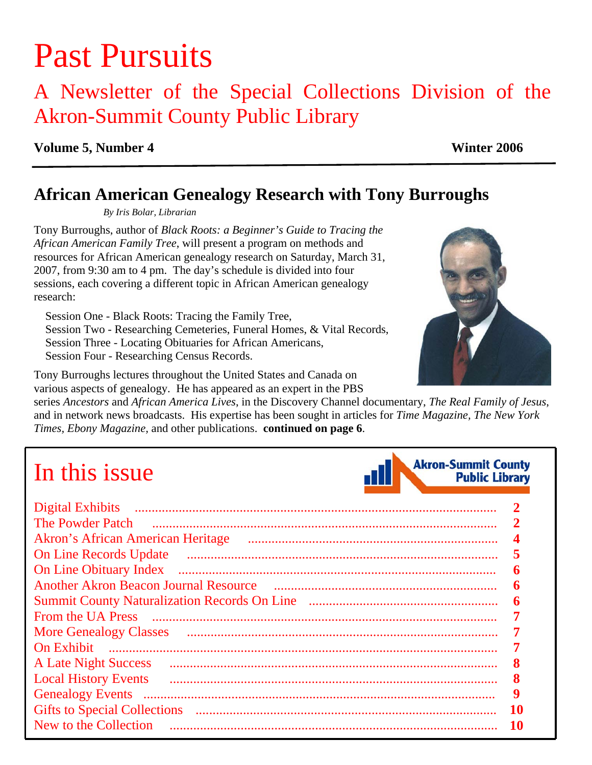# Past Pursuits

## A Newsletter of the Special Collections Division of the Akron-Summit County Public Library

**Volume 5, Number 4** **Winter 2006**

## African American Genealogy Research with Tony Burroughs

*By Iris Bolar, Librarian*

Tony Burroughs, author of *Black Roots: a Beginner's Guide to Tracing the African American Family Tree*, will present a program on methods and resources for African American genealogy research on Saturday, March 31, 2007, from 9:30 am to 4 pm. The day's schedule is divided into four sessions, each covering a different topic in African American genealogy research:

Session One - Black Roots: Tracing the Family Tree,
Session Two - Researching Cemeteries, Funeral Homes, & Vital Records,
Session Three - Locating Obituaries for African Americans,
Session Four - Researching Census Records.

Tony Burroughs lectures throughout the United States and Canada on various aspects of genealogy. He has appeared as an expert in the PBS series *Ancestors* and *African America Lives*, in the Discovery Channel documentary, *The Real Family of Jesus*, and in network news broadcasts. His expertise has been sought in articles for *Time Magazine, The New York Times, Ebony Magazine,* and other publications. **continued on page 6**.

## In this issue

Akron-Summit County Public Library

| | |
|---|---|
| Digital Exhibits | 2 |
| The Powder Patch | 2 |
| Akron's African American Heritage | 4 |
| On Line Records Update | 5 |
| On Line Obituary Index | 6 |
| Another Akron Beacon Journal Resource | 6 |
| Summit County Naturalization Records On Line | 6 |
| From the UA Press | 7 |
| More Genealogy Classes | 7 |
| On Exhibit | 7 |
| A Late Night Success | 8 |
| Local History Events | 8 |
| Genealogy Events | 9 |
| Gifts to Special Collections | 10 |
| New to the Collection | 10 |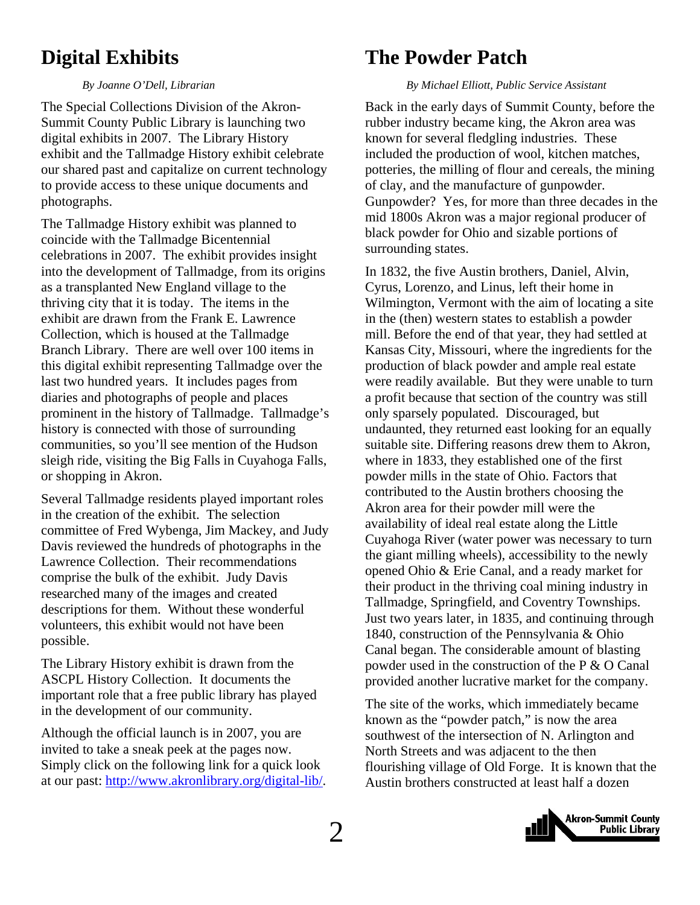# Digital Exhibits

*By Joanne O'Dell, Librarian*

The Special Collections Division of the Akron-Summit County Public Library is launching two digital exhibits in 2007. The Library History exhibit and the Tallmadge History exhibit celebrate our shared past and capitalize on current technology to provide access to these unique documents and photographs.

The Tallmadge History exhibit was planned to coincide with the Tallmadge Bicentennial celebrations in 2007. The exhibit provides insight into the development of Tallmadge, from its origins as a transplanted New England village to the thriving city that it is today. The items in the exhibit are drawn from the Frank E. Lawrence Collection, which is housed at the Tallmadge Branch Library. There are well over 100 items in this digital exhibit representing Tallmadge over the last two hundred years. It includes pages from diaries and photographs of people and places prominent in the history of Tallmadge. Tallmadge's history is connected with those of surrounding communities, so you'll see mention of the Hudson sleigh ride, visiting the Big Falls in Cuyahoga Falls, or shopping in Akron.

Several Tallmadge residents played important roles in the creation of the exhibit. The selection committee of Fred Wybenga, Jim Mackey, and Judy Davis reviewed the hundreds of photographs in the Lawrence Collection. Their recommendations comprise the bulk of the exhibit. Judy Davis researched many of the images and created descriptions for them. Without these wonderful volunteers, this exhibit would not have been possible.

The Library History exhibit is drawn from the ASCPL History Collection. It documents the important role that a free public library has played in the development of our community.

Although the official launch is in 2007, you are invited to take a sneak peek at the pages now. Simply click on the following link for a quick look at our past: [http://www.akronlibrary.org/digital-lib/](http://www.akronlibrary.org/digital-lib/).

# The Powder Patch

*By Michael Elliott, Public Service Assistant*

Back in the early days of Summit County, before the rubber industry became king, the Akron area was known for several fledgling industries. These included the production of wool, kitchen matches, potteries, the milling of flour and cereals, the mining of clay, and the manufacture of gunpowder. Gunpowder? Yes, for more than three decades in the mid 1800s Akron was a major regional producer of black powder for Ohio and sizable portions of surrounding states.

In 1832, the five Austin brothers, Daniel, Alvin, Cyrus, Lorenzo, and Linus, left their home in Wilmington, Vermont with the aim of locating a site in the (then) western states to establish a powder mill. Before the end of that year, they had settled at Kansas City, Missouri, where the ingredients for the production of black powder and ample real estate were readily available. But they were unable to turn a profit because that section of the country was still only sparsely populated. Discouraged, but undaunted, they returned east looking for an equally suitable site. Differing reasons drew them to Akron, where in 1833, they established one of the first powder mills in the state of Ohio. Factors that contributed to the Austin brothers choosing the Akron area for their powder mill were the availability of ideal real estate along the Little Cuyahoga River (water power was necessary to turn the giant milling wheels), accessibility to the newly opened Ohio & Erie Canal, and a ready market for their product in the thriving coal mining industry in Tallmadge, Springfield, and Coventry Townships. Just two years later, in 1835, and continuing through 1840, construction of the Pennsylvania & Ohio Canal began. The considerable amount of blasting powder used in the construction of the P & O Canal provided another lucrative market for the company.

The site of the works, which immediately became known as the "powder patch," is now the area southwest of the intersection of N. Arlington and North Streets and was adjacent to the then flourishing village of Old Forge. It is known that the Austin brothers constructed at least half a dozen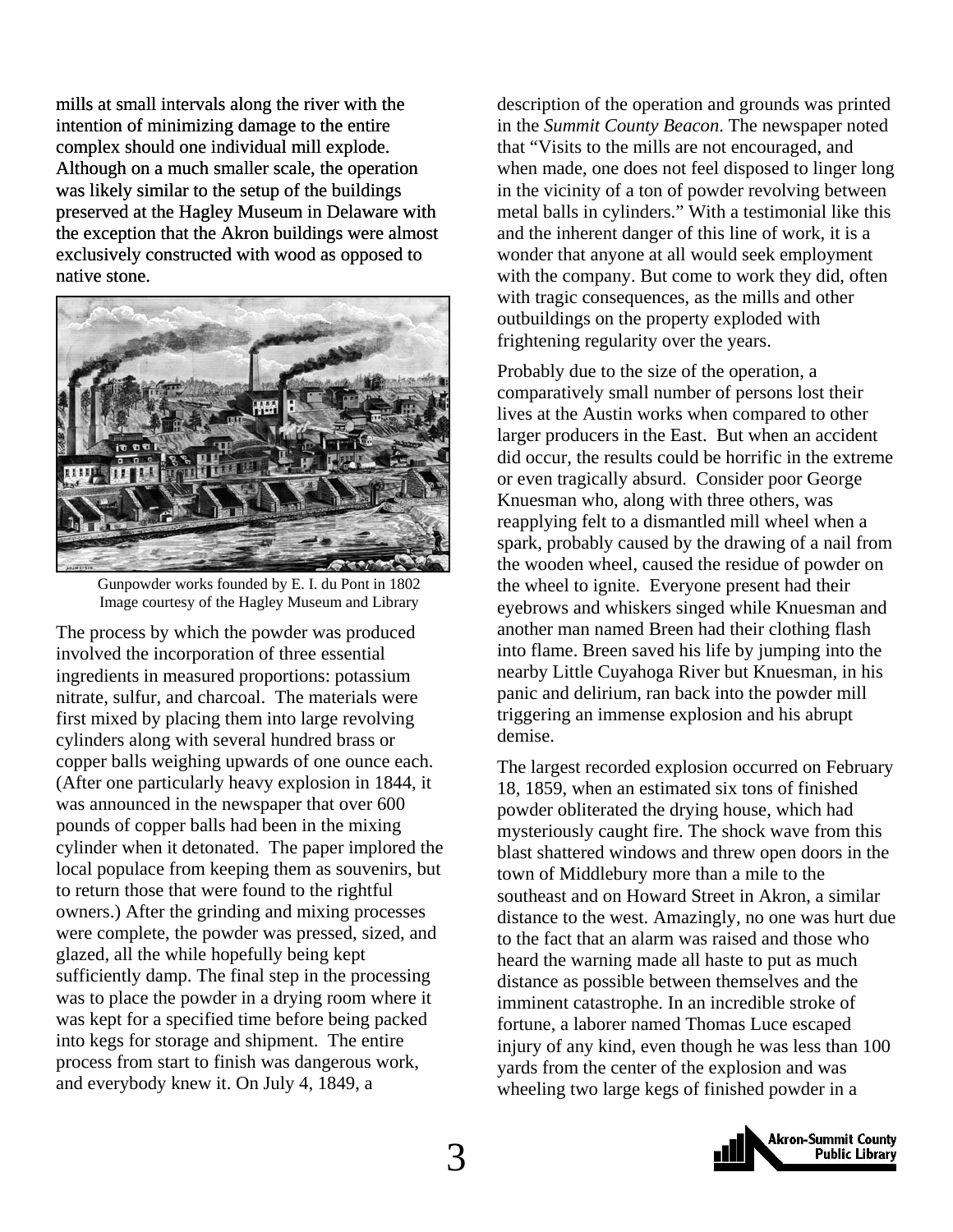mills at small intervals along the river with the intention of minimizing damage to the entire complex should one individual mill explode. Although on a much smaller scale, the operation was likely similar to the setup of the buildings preserved at the Hagley Museum in Delaware with the exception that the Akron buildings were almost exclusively constructed with wood as opposed to native stone.

Gunpowder works founded by E. I. du Pont in 1802
Image courtesy of the Hagley Museum and Library

The process by which the powder was produced involved the incorporation of three essential ingredients in measured proportions: potassium nitrate, sulfur, and charcoal. The materials were first mixed by placing them into large revolving cylinders along with several hundred brass or copper balls weighing upwards of one ounce each. (After one particularly heavy explosion in 1844, it was announced in the newspaper that over 600 pounds of copper balls had been in the mixing cylinder when it detonated. The paper implored the local populace from keeping them as souvenirs, but to return those that were found to the rightful owners.) After the grinding and mixing processes were complete, the powder was pressed, sized, and glazed, all the while hopefully being kept sufficiently damp. The final step in the processing was to place the powder in a drying room where it was kept for a specified time before being packed into kegs for storage and shipment. The entire process from start to finish was dangerous work, and everybody knew it. On July 4, 1849, a description of the operation and grounds was printed in the *Summit County Beacon*. The newspaper noted that "Visits to the mills are not encouraged, and when made, one does not feel disposed to linger long in the vicinity of a ton of powder revolving between metal balls in cylinders." With a testimonial like this and the inherent danger of this line of work, it is a wonder that anyone at all would seek employment with the company. But come to work they did, often with tragic consequences, as the mills and other outbuildings on the property exploded with frightening regularity over the years.

Probably due to the size of the operation, a comparatively small number of persons lost their lives at the Austin works when compared to other larger producers in the East. But when an accident did occur, the results could be horrific in the extreme or even tragically absurd. Consider poor George Knuesman who, along with three others, was reapplying felt to a dismantled mill wheel when a spark, probably caused by the drawing of a nail from the wooden wheel, caused the residue of powder on the wheel to ignite. Everyone present had their eyebrows and whiskers singed while Knuesman and another man named Breen had their clothing flash into flame. Breen saved his life by jumping into the nearby Little Cuyahoga River but Knuesman, in his panic and delirium, ran back into the powder mill triggering an immense explosion and his abrupt demise.

The largest recorded explosion occurred on February 18, 1859, when an estimated six tons of finished powder obliterated the drying house, which had mysteriously caught fire. The shock wave from this blast shattered windows and threw open doors in the town of Middlebury more than a mile to the southeast and on Howard Street in Akron, a similar distance to the west. Amazingly, no one was hurt due to the fact that an alarm was raised and those who heard the warning made all haste to put as much distance as possible between themselves and the imminent catastrophe. In an incredible stroke of fortune, a laborer named Thomas Luce escaped injury of any kind, even though he was less than 100 yards from the center of the explosion and was wheeling two large kegs of finished powder in a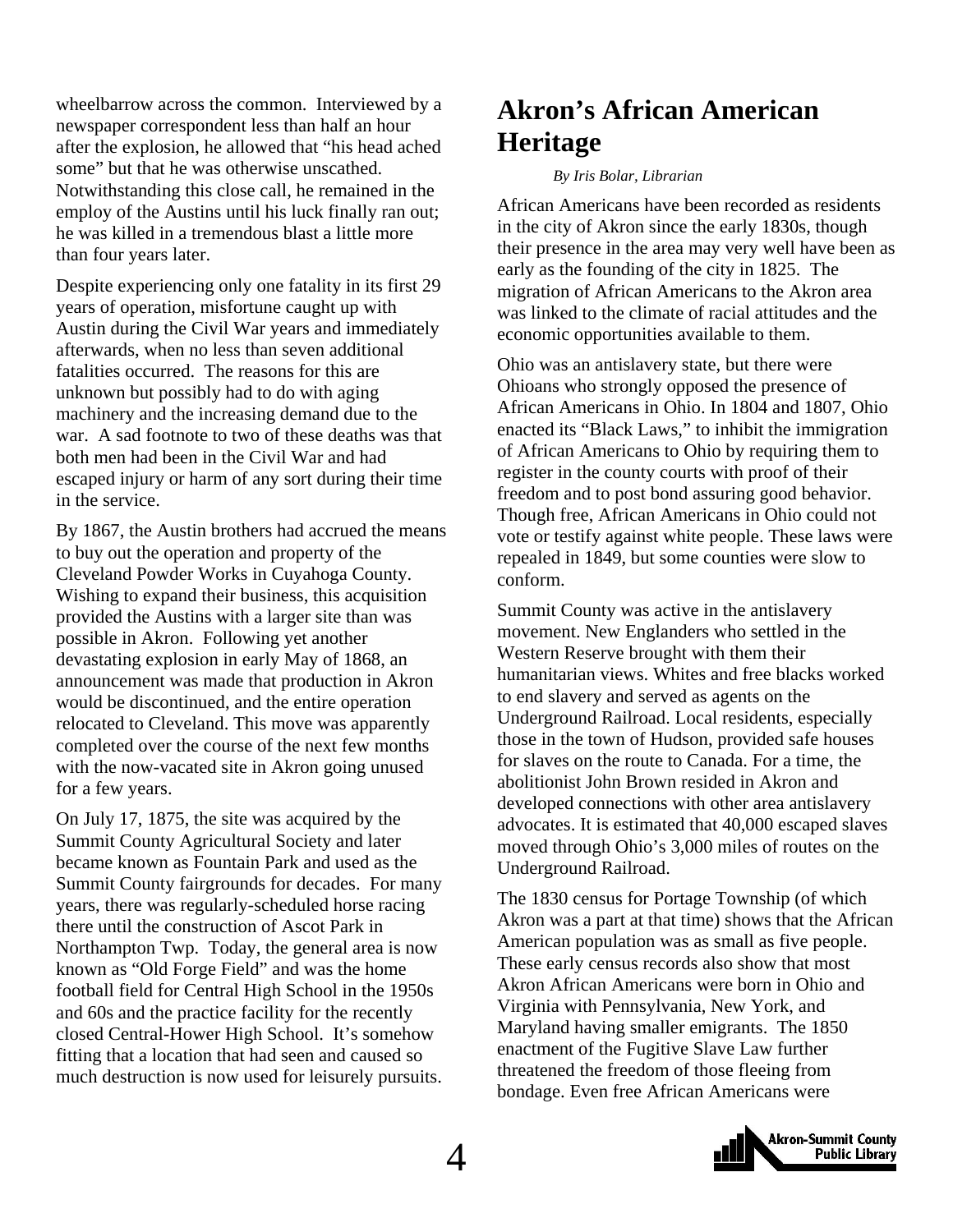wheelbarrow across the common. Interviewed by a newspaper correspondent less than half an hour after the explosion, he allowed that "his head ached some" but that he was otherwise unscathed. Notwithstanding this close call, he remained in the employ of the Austins until his luck finally ran out; he was killed in a tremendous blast a little more than four years later.

Despite experiencing only one fatality in its first 29 years of operation, misfortune caught up with Austin during the Civil War years and immediately afterwards, when no less than seven additional fatalities occurred. The reasons for this are unknown but possibly had to do with aging machinery and the increasing demand due to the war. A sad footnote to two of these deaths was that both men had been in the Civil War and had escaped injury or harm of any sort during their time in the service.

By 1867, the Austin brothers had accrued the means to buy out the operation and property of the Cleveland Powder Works in Cuyahoga County. Wishing to expand their business, this acquisition provided the Austins with a larger site than was possible in Akron. Following yet another devastating explosion in early May of 1868, an announcement was made that production in Akron would be discontinued, and the entire operation relocated to Cleveland. This move was apparently completed over the course of the next few months with the now-vacated site in Akron going unused for a few years.

On July 17, 1875, the site was acquired by the Summit County Agricultural Society and later became known as Fountain Park and used as the Summit County fairgrounds for decades. For many years, there was regularly-scheduled horse racing there until the construction of Ascot Park in Northampton Twp. Today, the general area is now known as "Old Forge Field" and was the home football field for Central High School in the 1950s and 60s and the practice facility for the recently closed Central-Hower High School. It's somehow fitting that a location that had seen and caused so much destruction is now used for leisurely pursuits.

# Akron's African American Heritage

*By Iris Bolar, Librarian*

African Americans have been recorded as residents in the city of Akron since the early 1830s, though their presence in the area may very well have been as early as the founding of the city in 1825. The migration of African Americans to the Akron area was linked to the climate of racial attitudes and the economic opportunities available to them.

Ohio was an antislavery state, but there were Ohioans who strongly opposed the presence of African Americans in Ohio. In 1804 and 1807, Ohio enacted its "Black Laws," to inhibit the immigration of African Americans to Ohio by requiring them to register in the county courts with proof of their freedom and to post bond assuring good behavior. Though free, African Americans in Ohio could not vote or testify against white people. These laws were repealed in 1849, but some counties were slow to conform.

Summit County was active in the antislavery movement. New Englanders who settled in the Western Reserve brought with them their humanitarian views. Whites and free blacks worked to end slavery and served as agents on the Underground Railroad. Local residents, especially those in the town of Hudson, provided safe houses for slaves on the route to Canada. For a time, the abolitionist John Brown resided in Akron and developed connections with other area antislavery advocates. It is estimated that 40,000 escaped slaves moved through Ohio's 3,000 miles of routes on the Underground Railroad.

The 1830 census for Portage Township (of which Akron was a part at that time) shows that the African American population was as small as five people. These early census records also show that most Akron African Americans were born in Ohio and Virginia with Pennsylvania, New York, and Maryland having smaller emigrants. The 1850 enactment of the Fugitive Slave Law further threatened the freedom of those fleeing from bondage. Even free African Americans were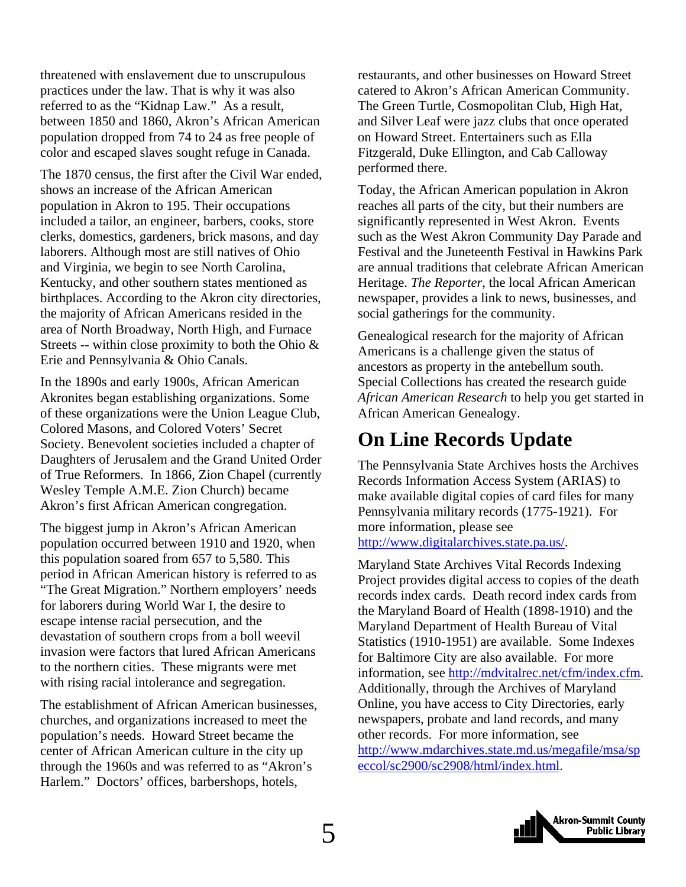threatened with enslavement due to unscrupulous practices under the law. That is why it was also referred to as the "Kidnap Law." As a result, between 1850 and 1860, Akron's African American population dropped from 74 to 24 as free people of color and escaped slaves sought refuge in Canada.

The 1870 census, the first after the Civil War ended, shows an increase of the African American population in Akron to 195. Their occupations included a tailor, an engineer, barbers, cooks, store clerks, domestics, gardeners, brick masons, and day laborers. Although most are still natives of Ohio and Virginia, we begin to see North Carolina, Kentucky, and other southern states mentioned as birthplaces. According to the Akron city directories, the majority of African Americans resided in the area of North Broadway, North High, and Furnace Streets -- within close proximity to both the Ohio & Erie and Pennsylvania & Ohio Canals.

In the 1890s and early 1900s, African American Akronites began establishing organizations. Some of these organizations were the Union League Club, Colored Masons, and Colored Voters' Secret Society. Benevolent societies included a chapter of Daughters of Jerusalem and the Grand United Order of True Reformers. In 1866, Zion Chapel (currently Wesley Temple A.M.E. Zion Church) became Akron's first African American congregation.

The biggest jump in Akron's African American population occurred between 1910 and 1920, when this population soared from 657 to 5,580. This period in African American history is referred to as "The Great Migration." Northern employers' needs for laborers during World War I, the desire to escape intense racial persecution, and the devastation of southern crops from a boll weevil invasion were factors that lured African Americans to the northern cities. These migrants were met with rising racial intolerance and segregation.

The establishment of African American businesses, churches, and organizations increased to meet the population's needs. Howard Street became the center of African American culture in the city up through the 1960s and was referred to as "Akron's Harlem." Doctors' offices, barbershops, hotels, restaurants, and other businesses on Howard Street catered to Akron's African American Community. The Green Turtle, Cosmopolitan Club, High Hat, and Silver Leaf were jazz clubs that once operated on Howard Street. Entertainers such as Ella Fitzgerald, Duke Ellington, and Cab Calloway performed there.

Today, the African American population in Akron reaches all parts of the city, but their numbers are significantly represented in West Akron. Events such as the West Akron Community Day Parade and Festival and the Juneteenth Festival in Hawkins Park are annual traditions that celebrate African American Heritage. *The Reporter*, the local African American newspaper, provides a link to news, businesses, and social gatherings for the community.

Genealogical research for the majority of African Americans is a challenge given the status of ancestors as property in the antebellum south. Special Collections has created the research guide *African American Research* to help you get started in African American Genealogy.

# On Line Records Update

The Pennsylvania State Archives hosts the Archives Records Information Access System (ARIAS) to make available digital copies of card files for many Pennsylvania military records (1775-1921). For more information, please see http://www.digitalarchives.state.pa.us/.

Maryland State Archives Vital Records Indexing Project provides digital access to copies of the death records index cards. Death record index cards from the Maryland Board of Health (1898-1910) and the Maryland Department of Health Bureau of Vital Statistics (1910-1951) are available. Some Indexes for Baltimore City are also available. For more information, see http://mdvitalrec.net/cfm/index.cfm. Additionally, through the Archives of Maryland Online, you have access to City Directories, early newspapers, probate and land records, and many other records. For more information, see http://www.mdarchives.state.md.us/megafile/msa/speccol/sc2900/sc2908/html/index.html.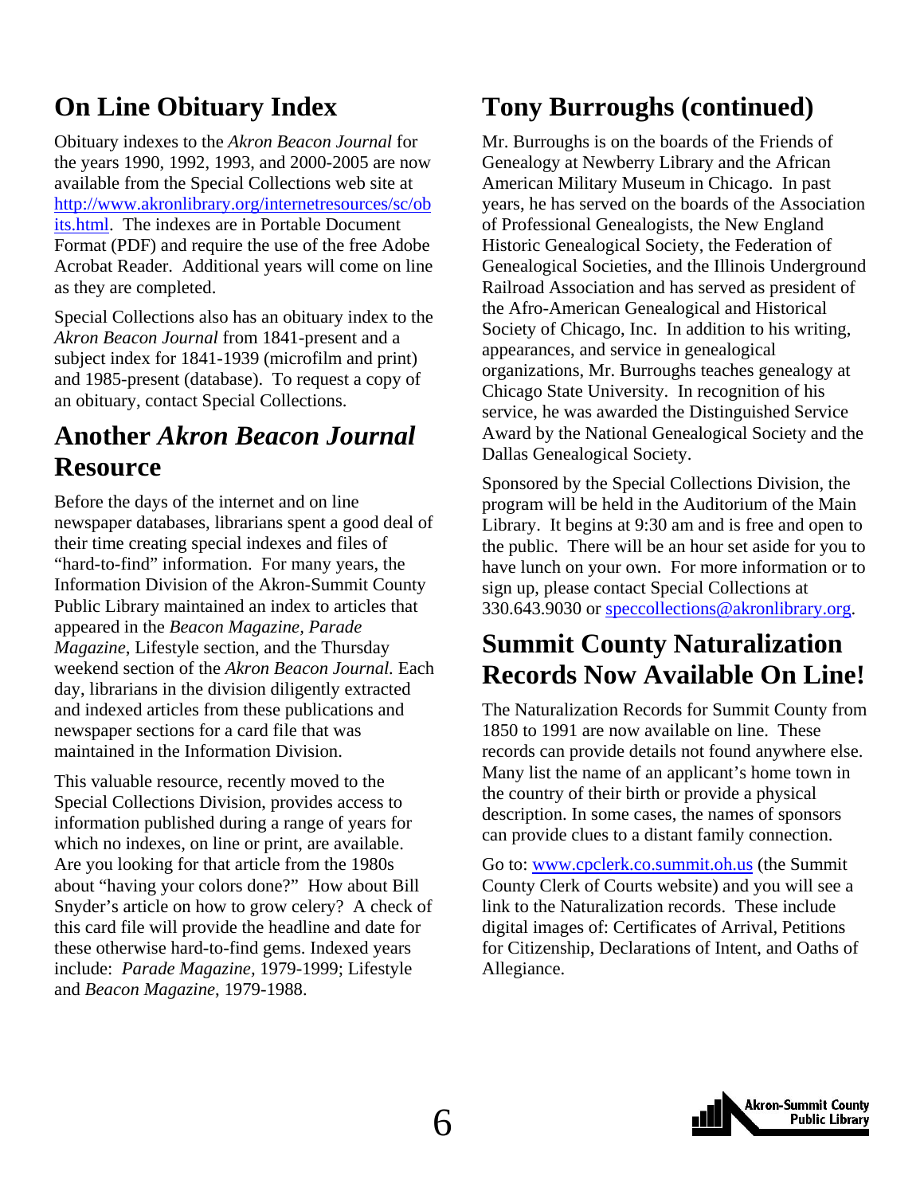## On Line Obituary Index

Obituary indexes to the *Akron Beacon Journal* for the years 1990, 1992, 1993, and 2000-2005 are now available from the Special Collections web site at http://www.akronlibrary.org/internetresources/sc/obits.html. The indexes are in Portable Document Format (PDF) and require the use of the free Adobe Acrobat Reader. Additional years will come on line as they are completed.

Special Collections also has an obituary index to the *Akron Beacon Journal* from 1841-present and a subject index for 1841-1939 (microfilm and print) and 1985-present (database). To request a copy of an obituary, contact Special Collections.

## Another *Akron Beacon Journal* Resource

Before the days of the internet and on line newspaper databases, librarians spent a good deal of their time creating special indexes and files of "hard-to-find" information. For many years, the Information Division of the Akron-Summit County Public Library maintained an index to articles that appeared in the *Beacon Magazine*, *Parade Magazine*, Lifestyle section, and the Thursday weekend section of the *Akron Beacon Journal.* Each day, librarians in the division diligently extracted and indexed articles from these publications and newspaper sections for a card file that was maintained in the Information Division.

This valuable resource, recently moved to the Special Collections Division, provides access to information published during a range of years for which no indexes, on line or print, are available. Are you looking for that article from the 1980s about "having your colors done?" How about Bill Snyder's article on how to grow celery? A check of this card file will provide the headline and date for these otherwise hard-to-find gems. Indexed years include: *Parade Magazine,* 1979-1999; Lifestyle and *Beacon Magazine*, 1979-1988.

## Tony Burroughs (continued)

Mr. Burroughs is on the boards of the Friends of Genealogy at Newberry Library and the African American Military Museum in Chicago. In past years, he has served on the boards of the Association of Professional Genealogists, the New England Historic Genealogical Society, the Federation of Genealogical Societies, and the Illinois Underground Railroad Association and has served as president of the Afro-American Genealogical and Historical Society of Chicago, Inc. In addition to his writing, appearances, and service in genealogical organizations, Mr. Burroughs teaches genealogy at Chicago State University. In recognition of his service, he was awarded the Distinguished Service Award by the National Genealogical Society and the Dallas Genealogical Society.

Sponsored by the Special Collections Division, the program will be held in the Auditorium of the Main Library. It begins at 9:30 am and is free and open to the public. There will be an hour set aside for you to have lunch on your own. For more information or to sign up, please contact Special Collections at 330.643.9030 or speccollections@akronlibrary.org.

## Summit County Naturalization Records Now Available On Line!

The Naturalization Records for Summit County from 1850 to 1991 are now available on line. These records can provide details not found anywhere else. Many list the name of an applicant's home town in the country of their birth or provide a physical description. In some cases, the names of sponsors can provide clues to a distant family connection.

Go to: www.cpclerk.co.summit.oh.us (the Summit County Clerk of Courts website) and you will see a link to the Naturalization records. These include digital images of: Certificates of Arrival, Petitions for Citizenship, Declarations of Intent, and Oaths of Allegiance.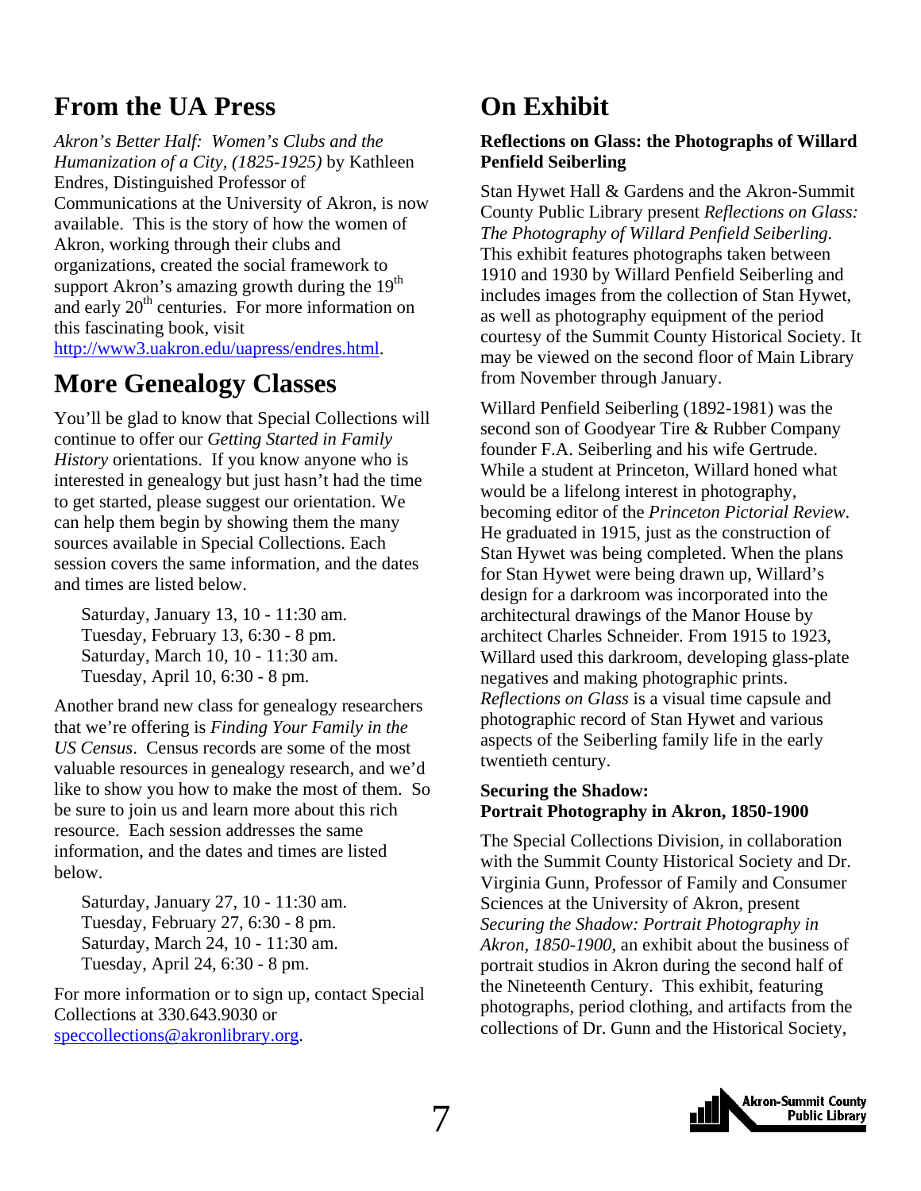## From the UA Press

*Akron's Better Half: Women's Clubs and the Humanization of a City, (1825-1925)* by Kathleen Endres, Distinguished Professor of Communications at the University of Akron, is now available. This is the story of how the women of Akron, working through their clubs and organizations, created the social framework to support Akron's amazing growth during the 19th and early 20th centuries. For more information on this fascinating book, visit http://www3.uakron.edu/uapress/endres.html.

## More Genealogy Classes

You'll be glad to know that Special Collections will continue to offer our *Getting Started in Family History* orientations. If you know anyone who is interested in genealogy but just hasn't had the time to get started, please suggest our orientation. We can help them begin by showing them the many sources available in Special Collections. Each session covers the same information, and the dates and times are listed below.

Saturday, January 13, 10 - 11:30 am.
Tuesday, February 13, 6:30 - 8 pm.
Saturday, March 10, 10 - 11:30 am.
Tuesday, April 10, 6:30 - 8 pm.

Another brand new class for genealogy researchers that we're offering is *Finding Your Family in the US Census*. Census records are some of the most valuable resources in genealogy research, and we'd like to show you how to make the most of them. So be sure to join us and learn more about this rich resource. Each session addresses the same information, and the dates and times are listed below.

Saturday, January 27, 10 - 11:30 am.
Tuesday, February 27, 6:30 - 8 pm.
Saturday, March 24, 10 - 11:30 am.
Tuesday, April 24, 6:30 - 8 pm.

For more information or to sign up, contact Special Collections at 330.643.9030 or speccollections@akronlibrary.org.

## On Exhibit

**Reflections on Glass: the Photographs of Willard Penfield Seiberling**

Stan Hywet Hall & Gardens and the Akron-Summit County Public Library present *Reflections on Glass: The Photography of Willard Penfield Seiberling*. This exhibit features photographs taken between 1910 and 1930 by Willard Penfield Seiberling and includes images from the collection of Stan Hywet, as well as photography equipment of the period courtesy of the Summit County Historical Society. It may be viewed on the second floor of Main Library from November through January.

Willard Penfield Seiberling (1892-1981) was the second son of Goodyear Tire & Rubber Company founder F.A. Seiberling and his wife Gertrude. While a student at Princeton, Willard honed what would be a lifelong interest in photography, becoming editor of the *Princeton Pictorial Review*. He graduated in 1915, just as the construction of Stan Hywet was being completed. When the plans for Stan Hywet were being drawn up, Willard's design for a darkroom was incorporated into the architectural drawings of the Manor House by architect Charles Schneider. From 1915 to 1923, Willard used this darkroom, developing glass-plate negatives and making photographic prints. *Reflections on Glass* is a visual time capsule and photographic record of Stan Hywet and various aspects of the Seiberling family life in the early twentieth century.

**Securing the Shadow: Portrait Photography in Akron, 1850-1900**

The Special Collections Division, in collaboration with the Summit County Historical Society and Dr. Virginia Gunn, Professor of Family and Consumer Sciences at the University of Akron, present *Securing the Shadow: Portrait Photography in Akron, 1850-1900*, an exhibit about the business of portrait studios in Akron during the second half of the Nineteenth Century. This exhibit, featuring photographs, period clothing, and artifacts from the collections of Dr. Gunn and the Historical Society,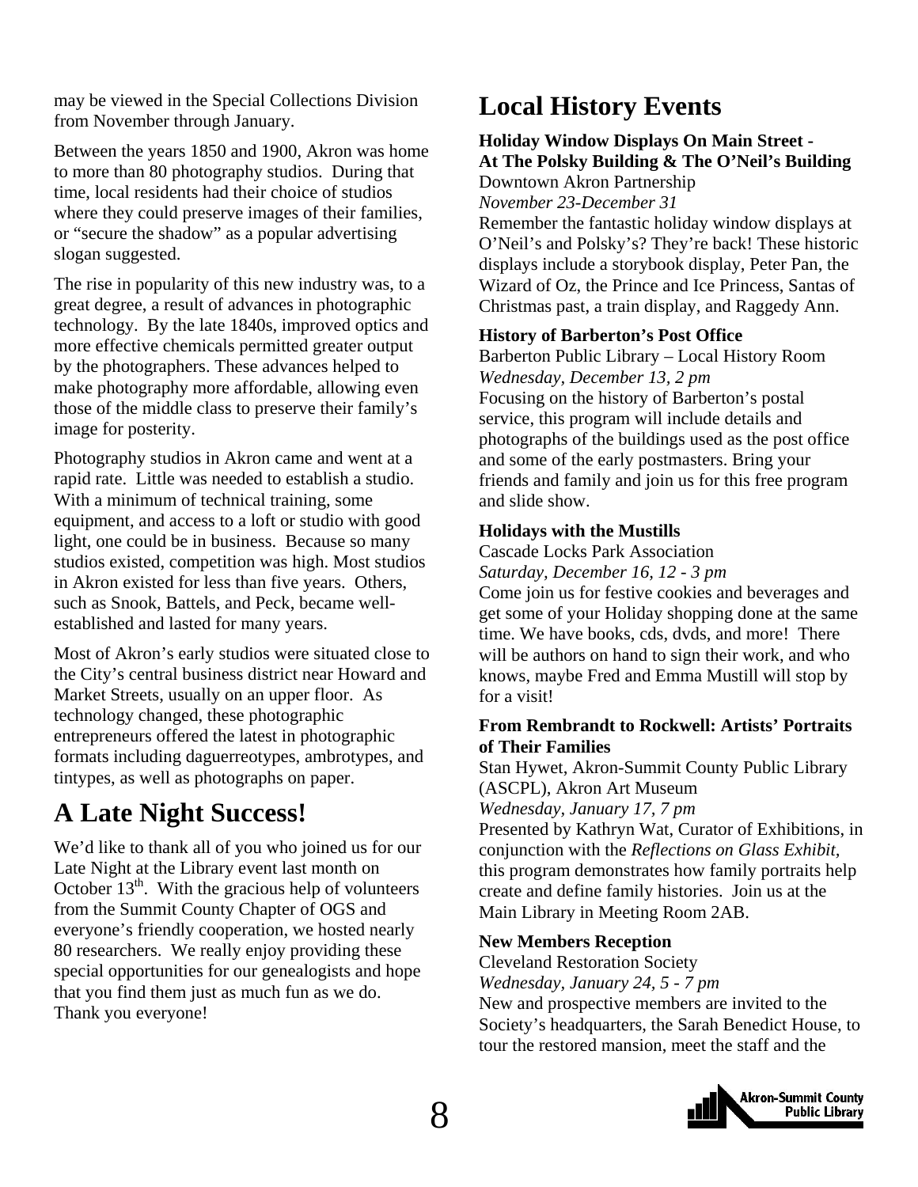may be viewed in the Special Collections Division from November through January.

Between the years 1850 and 1900, Akron was home to more than 80 photography studios. During that time, local residents had their choice of studios where they could preserve images of their families, or "secure the shadow" as a popular advertising slogan suggested.

The rise in popularity of this new industry was, to a great degree, a result of advances in photographic technology. By the late 1840s, improved optics and more effective chemicals permitted greater output by the photographers. These advances helped to make photography more affordable, allowing even those of the middle class to preserve their family's image for posterity.

Photography studios in Akron came and went at a rapid rate. Little was needed to establish a studio. With a minimum of technical training, some equipment, and access to a loft or studio with good light, one could be in business. Because so many studios existed, competition was high. Most studios in Akron existed for less than five years. Others, such as Snook, Battels, and Peck, became well-established and lasted for many years.

Most of Akron's early studios were situated close to the City's central business district near Howard and Market Streets, usually on an upper floor. As technology changed, these photographic entrepreneurs offered the latest in photographic formats including daguerreotypes, ambrotypes, and tintypes, as well as photographs on paper.

# A Late Night Success!

We'd like to thank all of you who joined us for our Late Night at the Library event last month on October 13th. With the gracious help of volunteers from the Summit County Chapter of OGS and everyone's friendly cooperation, we hosted nearly 80 researchers. We really enjoy providing these special opportunities for our genealogists and hope that you find them just as much fun as we do. Thank you everyone!

# Local History Events

**Holiday Window Displays On Main Street - At The Polsky Building & The O'Neil's Building**
Downtown Akron Partnership
*November 23-December 31*
Remember the fantastic holiday window displays at O'Neil's and Polsky's? They're back! These historic displays include a storybook display, Peter Pan, the Wizard of Oz, the Prince and Ice Princess, Santas of Christmas past, a train display, and Raggedy Ann.

**History of Barberton's Post Office**
Barberton Public Library – Local History Room
*Wednesday, December 13, 2 pm*
Focusing on the history of Barberton's postal service, this program will include details and photographs of the buildings used as the post office and some of the early postmasters. Bring your friends and family and join us for this free program and slide show.

**Holidays with the Mustills**
Cascade Locks Park Association
*Saturday, December 16, 12 - 3 pm*
Come join us for festive cookies and beverages and get some of your Holiday shopping done at the same time. We have books, cds, dvds, and more! There will be authors on hand to sign their work, and who knows, maybe Fred and Emma Mustill will stop by for a visit!

**From Rembrandt to Rockwell: Artists' Portraits of Their Families**
Stan Hywet, Akron-Summit County Public Library (ASCPL), Akron Art Museum
*Wednesday, January 17, 7 pm*
Presented by Kathryn Wat, Curator of Exhibitions, in conjunction with the *Reflections on Glass Exhibit,* this program demonstrates how family portraits help create and define family histories. Join us at the Main Library in Meeting Room 2AB.

**New Members Reception**
Cleveland Restoration Society
*Wednesday, January 24, 5 - 7 pm*
New and prospective members are invited to the Society's headquarters, the Sarah Benedict House, to tour the restored mansion, meet the staff and the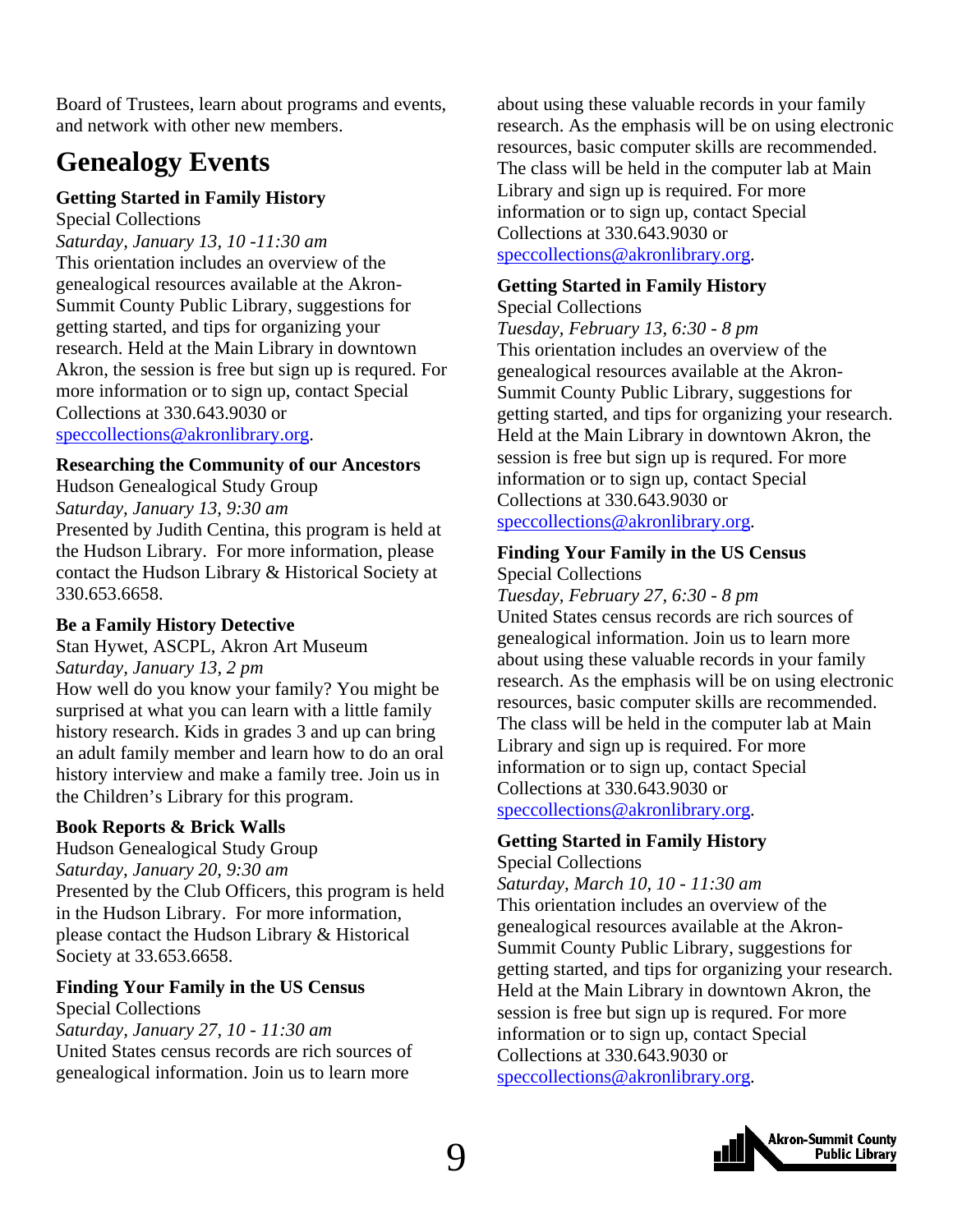Board of Trustees, learn about programs and events, and network with other new members.

# Genealogy Events

**Getting Started in Family History**
Special Collections
*Saturday, January 13, 10 -11:30 am*
This orientation includes an overview of the genealogical resources available at the Akron-Summit County Public Library, suggestions for getting started, and tips for organizing your research. Held at the Main Library in downtown Akron, the session is free but sign up is requred. For more information or to sign up, contact Special Collections at 330.643.9030 or speccollections@akronlibrary.org.

**Researching the Community of our Ancestors**
Hudson Genealogical Study Group
*Saturday, January 13, 9:30 am*
Presented by Judith Centina, this program is held at the Hudson Library. For more information, please contact the Hudson Library & Historical Society at 330.653.6658.

**Be a Family History Detective**
Stan Hywet, ASCPL, Akron Art Museum
*Saturday, January 13, 2 pm*
How well do you know your family? You might be surprised at what you can learn with a little family history research. Kids in grades 3 and up can bring an adult family member and learn how to do an oral history interview and make a family tree. Join us in the Children's Library for this program.

**Book Reports & Brick Walls**
Hudson Genealogical Study Group
*Saturday, January 20, 9:30 am*
Presented by the Club Officers, this program is held in the Hudson Library. For more information, please contact the Hudson Library & Historical Society at 33.653.6658.

**Finding Your Family in the US Census**
Special Collections
*Saturday, January 27, 10 - 11:30 am*
United States census records are rich sources of genealogical information. Join us to learn more about using these valuable records in your family research. As the emphasis will be on using electronic resources, basic computer skills are recommended. The class will be held in the computer lab at Main Library and sign up is required. For more information or to sign up, contact Special Collections at 330.643.9030 or speccollections@akronlibrary.org.

**Getting Started in Family History**
Special Collections
*Tuesday, February 13, 6:30 - 8 pm*
This orientation includes an overview of the genealogical resources available at the Akron-Summit County Public Library, suggestions for getting started, and tips for organizing your research. Held at the Main Library in downtown Akron, the session is free but sign up is requred. For more information or to sign up, contact Special Collections at 330.643.9030 or speccollections@akronlibrary.org.

**Finding Your Family in the US Census**
Special Collections
*Tuesday, February 27, 6:30 - 8 pm*
United States census records are rich sources of genealogical information. Join us to learn more about using these valuable records in your family research. As the emphasis will be on using electronic resources, basic computer skills are recommended. The class will be held in the computer lab at Main Library and sign up is required. For more information or to sign up, contact Special Collections at 330.643.9030 or speccollections@akronlibrary.org.

**Getting Started in Family History**
Special Collections
*Saturday, March 10, 10 - 11:30 am*
This orientation includes an overview of the genealogical resources available at the Akron-Summit County Public Library, suggestions for getting started, and tips for organizing your research. Held at the Main Library in downtown Akron, the session is free but sign up is requred. For more information or to sign up, contact Special Collections at 330.643.9030 or speccollections@akronlibrary.org.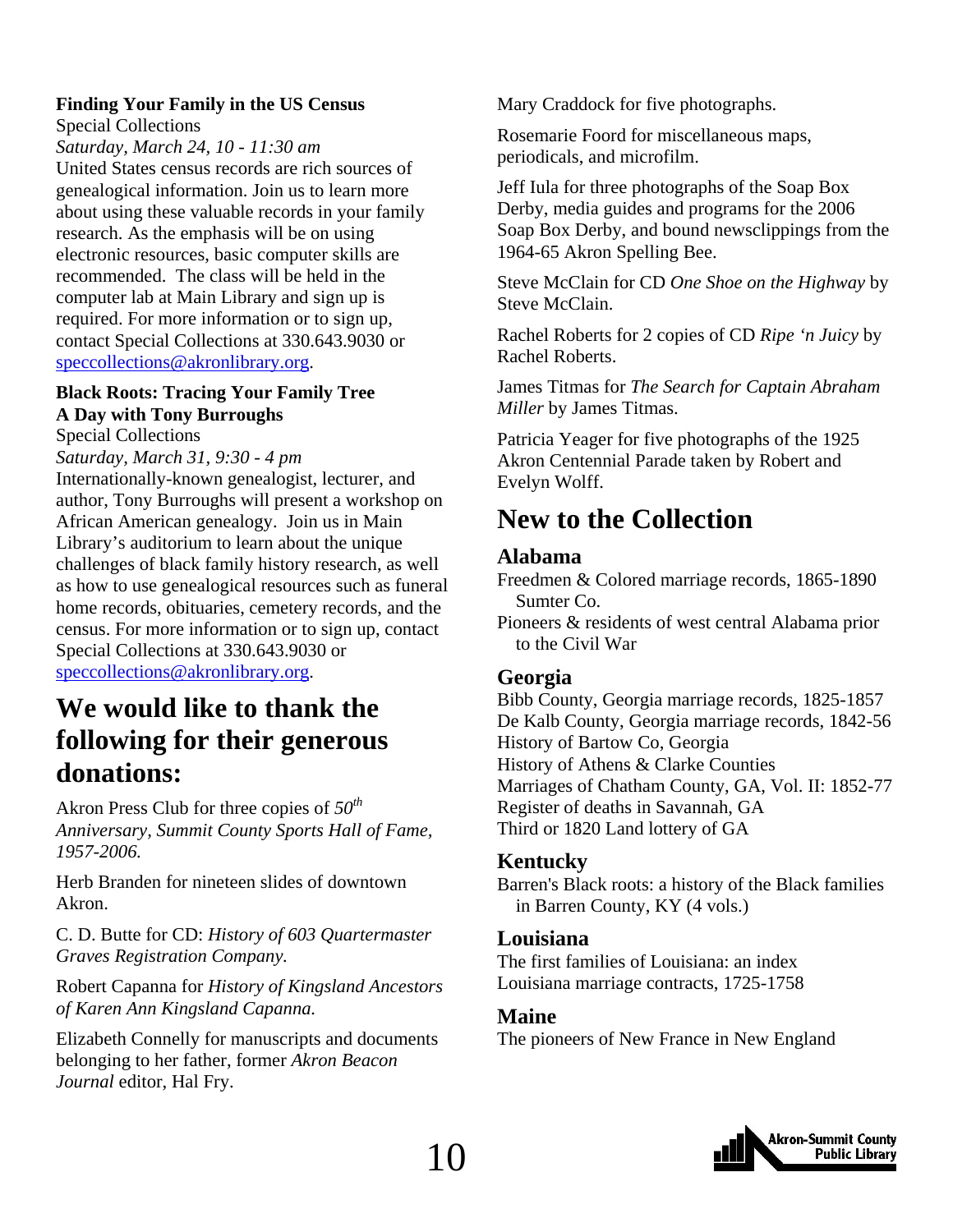**Finding Your Family in the US Census**
Special Collections
*Saturday, March 24, 10 - 11:30 am*
United States census records are rich sources of genealogical information. Join us to learn more about using these valuable records in your family research. As the emphasis will be on using electronic resources, basic computer skills are recommended. The class will be held in the computer lab at Main Library and sign up is required. For more information or to sign up, contact Special Collections at 330.643.9030 or speccollections@akronlibrary.org.

**Black Roots: Tracing Your Family Tree**
**A Day with Tony Burroughs**
Special Collections
*Saturday, March 31, 9:30 - 4 pm*
Internationally-known genealogist, lecturer, and author, Tony Burroughs will present a workshop on African American genealogy. Join us in Main Library's auditorium to learn about the unique challenges of black family history research, as well as how to use genealogical resources such as funeral home records, obituaries, cemetery records, and the census. For more information or to sign up, contact Special Collections at 330.643.9030 or speccollections@akronlibrary.org.

## We would like to thank the following for their generous donations:

Akron Press Club for three copies of *50th Anniversary, Summit County Sports Hall of Fame, 1957-2006.*

Herb Branden for nineteen slides of downtown Akron.

C. D. Butte for CD: *History of 603 Quartermaster Graves Registration Company.*

Robert Capanna for *History of Kingsland Ancestors of Karen Ann Kingsland Capanna.*

Elizabeth Connelly for manuscripts and documents belonging to her father, former *Akron Beacon Journal* editor, Hal Fry.

Mary Craddock for five photographs.

Rosemarie Foord for miscellaneous maps, periodicals, and microfilm.

Jeff Iula for three photographs of the Soap Box Derby, media guides and programs for the 2006 Soap Box Derby, and bound newsclippings from the 1964-65 Akron Spelling Bee.

Steve McClain for CD *One Shoe on the Highway* by Steve McClain.

Rachel Roberts for 2 copies of CD *Ripe 'n Juicy* by Rachel Roberts.

James Titmas for *The Search for Captain Abraham Miller* by James Titmas.

Patricia Yeager for five photographs of the 1925 Akron Centennial Parade taken by Robert and Evelyn Wolff.

## New to the Collection

### Alabama

Freedmen & Colored marriage records, 1865-1890 Sumter Co.
Pioneers & residents of west central Alabama prior to the Civil War

### Georgia

Bibb County, Georgia marriage records, 1825-1857
De Kalb County, Georgia marriage records, 1842-56
History of Bartow Co, Georgia
History of Athens & Clarke Counties
Marriages of Chatham County, GA, Vol. II: 1852-77
Register of deaths in Savannah, GA
Third or 1820 Land lottery of GA

### Kentucky

Barren's Black roots: a history of the Black families in Barren County, KY (4 vols.)

### Louisiana

The first families of Louisiana: an index
Louisiana marriage contracts, 1725-1758

### Maine

The pioneers of New France in New England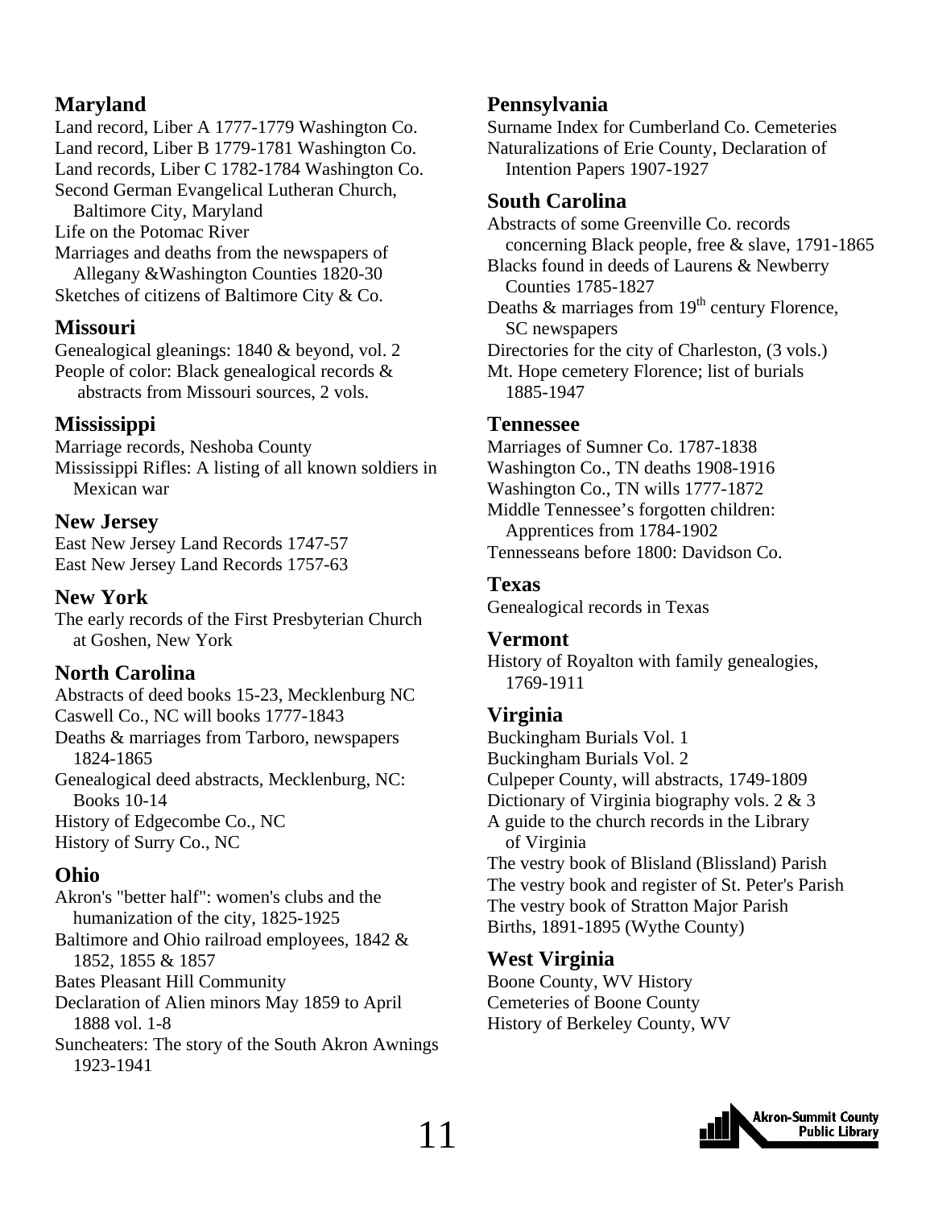## Maryland

Land record, Liber A 1777-1779 Washington Co.
Land record, Liber B 1779-1781 Washington Co.
Land records, Liber C 1782-1784 Washington Co.
Second German Evangelical Lutheran Church, Baltimore City, Maryland
Life on the Potomac River
Marriages and deaths from the newspapers of Allegany &Washington Counties 1820-30
Sketches of citizens of Baltimore City & Co.

## Missouri

Genealogical gleanings: 1840 & beyond, vol. 2
People of color: Black genealogical records & abstracts from Missouri sources, 2 vols.

## Mississippi

Marriage records, Neshoba County
Mississippi Rifles: A listing of all known soldiers in Mexican war

## New Jersey

East New Jersey Land Records 1747-57
East New Jersey Land Records 1757-63

## New York

The early records of the First Presbyterian Church at Goshen, New York

## North Carolina

Abstracts of deed books 15-23, Mecklenburg NC
Caswell Co., NC will books 1777-1843
Deaths & marriages from Tarboro, newspapers 1824-1865
Genealogical deed abstracts, Mecklenburg, NC: Books 10-14
History of Edgecombe Co., NC
History of Surry Co., NC

## Ohio

Akron's "better half": women's clubs and the humanization of the city, 1825-1925
Baltimore and Ohio railroad employees, 1842 & 1852, 1855 & 1857
Bates Pleasant Hill Community
Declaration of Alien minors May 1859 to April 1888 vol. 1-8
Suncheaters: The story of the South Akron Awnings 1923-1941

## Pennsylvania

Surname Index for Cumberland Co. Cemeteries
Naturalizations of Erie County, Declaration of Intention Papers 1907-1927

## South Carolina

Abstracts of some Greenville Co. records concerning Black people, free & slave, 1791-1865
Blacks found in deeds of Laurens & Newberry Counties 1785-1827
Deaths & marriages from 19th century Florence, SC newspapers
Directories for the city of Charleston, (3 vols.)
Mt. Hope cemetery Florence; list of burials 1885-1947

## Tennessee

Marriages of Sumner Co. 1787-1838
Washington Co., TN deaths 1908-1916
Washington Co., TN wills 1777-1872
Middle Tennessee's forgotten children: Apprentices from 1784-1902
Tennesseans before 1800: Davidson Co.

## Texas

Genealogical records in Texas

## Vermont

History of Royalton with family genealogies, 1769-1911

## Virginia

Buckingham Burials Vol. 1
Buckingham Burials Vol. 2
Culpeper County, will abstracts, 1749-1809
Dictionary of Virginia biography vols. 2 & 3
A guide to the church records in the Library of Virginia
The vestry book of Blisland (Blissland) Parish
The vestry book and register of St. Peter's Parish
The vestry book of Stratton Major Parish
Births, 1891-1895 (Wythe County)

## West Virginia

Boone County, WV History
Cemeteries of Boone County
History of Berkeley County, WV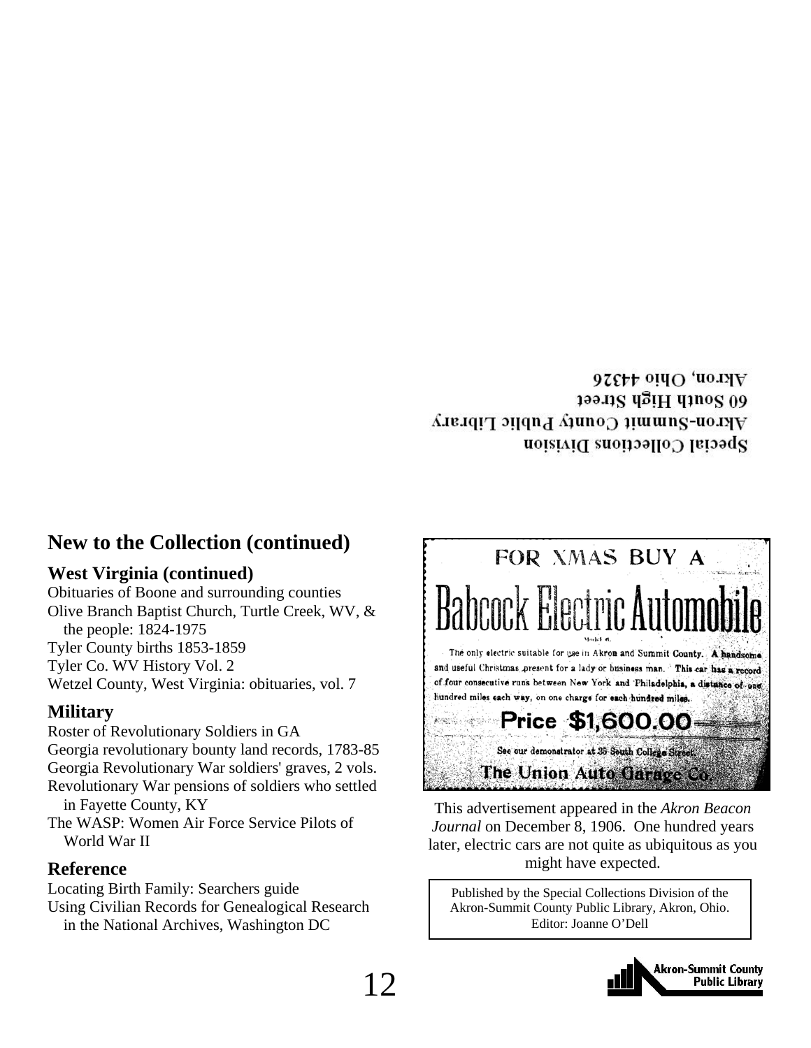Special Collections Division
Akron-Summit County Public Library
60 South High Street
Akron, Ohio 44326

## New to the Collection (continued)

### West Virginia (continued)

Obituaries of Boone and surrounding counties
Olive Branch Baptist Church, Turtle Creek, WV, & the people: 1824-1975
Tyler County births 1853-1859
Tyler Co. WV History Vol. 2
Wetzel County, West Virginia: obituaries, vol. 7

### Military

Roster of Revolutionary Soldiers in GA
Georgia revolutionary bounty land records, 1783-85
Georgia Revolutionary War soldiers' graves, 2 vols.
Revolutionary War pensions of soldiers who settled in Fayette County, KY
The WASP: Women Air Force Service Pilots of World War II

### Reference

Locating Birth Family: Searchers guide
Using Civilian Records for Genealogical Research in the National Archives, Washington DC

FOR XMAS BUY A

Babcock Electric Automobile

Model 6.

The only electric suitable for use in Akron and Summit County. **A handsome and useful Christmas present for a lady or business man. This car has a record of four consecutive runs between New York and Philadelphia, a distance of one hundred miles each way, on one charge for each hundred miles.**

**Price $1,600.00**

See our demonstrator at 35 South College Street.

**The Union Auto Garage Co.**

This advertisement appeared in the *Akron Beacon Journal* on December 8, 1906. One hundred years later, electric cars are not quite as ubiquitous as you might have expected.

Published by the Special Collections Division of the Akron-Summit County Public Library, Akron, Ohio.
Editor: Joanne O'Dell

Akron-Summit County Public Library